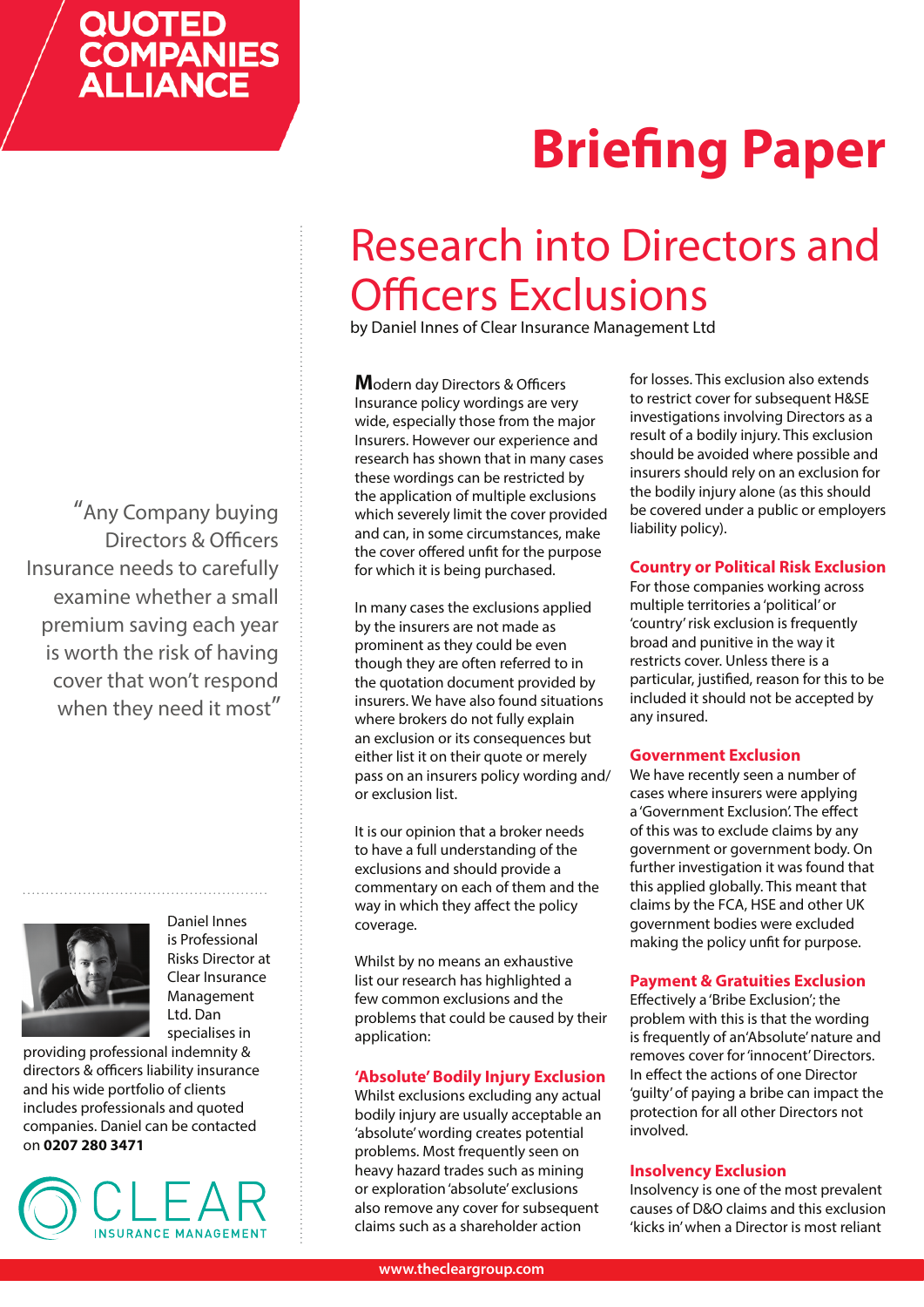QUOTED COMPANIES ALLIANCE

# Briefing Paper

## Research into Directors and Officers Exclusions

by Daniel Innes of Clear Insurance Management Ltd

> "Any Company buying Directors & Officers Insurance needs to carefully examine whether a small premium saving each year is worth the risk of having cover that won't respond when they need it most"

Daniel Innes is Professional Risks Director at Clear Insurance Management Ltd. Dan specialises in providing professional indemnity & directors & officers liability insurance and his wide portfolio of clients includes professionals and quoted companies. Daniel can be contacted on **0207 280 3471**

CLEAR INSURANCE MANAGEMENT

Modern day Directors & Officers Insurance policy wordings are very wide, especially those from the major Insurers. However our experience and research has shown that in many cases these wordings can be restricted by the application of multiple exclusions which severely limit the cover provided and can, in some circumstances, make the cover offered unfit for the purpose for which it is being purchased.

In many cases the exclusions applied by the insurers are not made as prominent as they could be even though they are often referred to in the quotation document provided by insurers. We have also found situations where brokers do not fully explain an exclusion or its consequences but either list it on their quote or merely pass on an insurers policy wording and/or exclusion list.

It is our opinion that a broker needs to have a full understanding of the exclusions and should provide a commentary on each of them and the way in which they affect the policy coverage.

Whilst by no means an exhaustive list our research has highlighted a few common exclusions and the problems that could be caused by their application:

### 'Absolute' Bodily Injury Exclusion

Whilst exclusions excluding any actual bodily injury are usually acceptable an 'absolute' wording creates potential problems. Most frequently seen on heavy hazard trades such as mining or exploration 'absolute' exclusions also remove any cover for subsequent claims such as a shareholder action for losses. This exclusion also extends to restrict cover for subsequent H&SE investigations involving Directors as a result of a bodily injury. This exclusion should be avoided where possible and insurers should rely on an exclusion for the bodily injury alone (as this should be covered under a public or employers liability policy).

### Country or Political Risk Exclusion

For those companies working across multiple territories a 'political' or 'country' risk exclusion is frequently broad and punitive in the way it restricts cover. Unless there is a particular, justified, reason for this to be included it should not be accepted by any insured.

### Government Exclusion

We have recently seen a number of cases where insurers were applying a 'Government Exclusion'. The effect of this was to exclude claims by any government or government body. On further investigation it was found that this applied globally. This meant that claims by the FCA, HSE and other UK government bodies were excluded making the policy unfit for purpose.

### Payment & Gratuities Exclusion

Effectively a 'Bribe Exclusion'; the problem with this is that the wording is frequently of an 'Absolute' nature and removes cover for 'innocent' Directors. In effect the actions of one Director 'guilty' of paying a bribe can impact the protection for all other Directors not involved.

### Insolvency Exclusion

Insolvency is one of the most prevalent causes of D&O claims and this exclusion 'kicks in' when a Director is most reliant

www.thecleargroup.com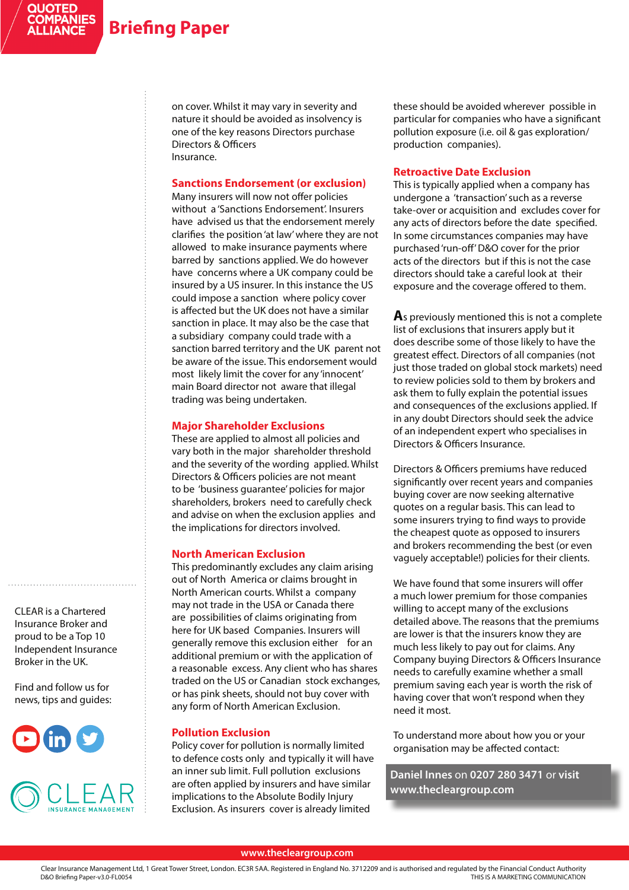on cover. Whilst it may vary in severity and nature it should be avoided as insolvency is one of the key reasons Directors purchase Directors & Officers Insurance.

## Sanctions Endorsement (or exclusion)

Many insurers will now not offer policies without a 'Sanctions Endorsement'. Insurers have advised us that the endorsement merely clarifies the position 'at law' where they are not allowed to make insurance payments where barred by sanctions applied. We do however have concerns where a UK company could be insured by a US insurer. In this instance the US could impose a sanction where policy cover is affected but the UK does not have a similar sanction in place. It may also be the case that a subsidiary company could trade with a sanction barred territory and the UK parent not be aware of the issue. This endorsement would most likely limit the cover for any 'innocent' main Board director not aware that illegal trading was being undertaken.

## Major Shareholder Exclusions

These are applied to almost all policies and vary both in the major shareholder threshold and the severity of the wording applied. Whilst Directors & Officers policies are not meant to be 'business guarantee' policies for major shareholders, brokers need to carefully check and advise on when the exclusion applies and the implications for directors involved.

## North American Exclusion

This predominantly excludes any claim arising out of North America or claims brought in North American courts. Whilst a company may not trade in the USA or Canada there are possibilities of claims originating from here for UK based Companies. Insurers will generally remove this exclusion either for an additional premium or with the application of a reasonable excess. Any client who has shares traded on the US or Canadian stock exchanges, or has pink sheets, should not buy cover with any form of North American Exclusion.

## Pollution Exclusion

Policy cover for pollution is normally limited to defence costs only and typically it will have an inner sub limit. Full pollution exclusions are often applied by insurers and have similar implications to the Absolute Bodily Injury Exclusion. As insurers cover is already limited these should be avoided wherever possible in particular for companies who have a significant pollution exposure (i.e. oil & gas exploration/ production companies).

## Retroactive Date Exclusion

This is typically applied when a company has undergone a 'transaction' such as a reverse take-over or acquisition and excludes cover for any acts of directors before the date specified. In some circumstances companies may have purchased 'run-off' D&O cover for the prior acts of the directors but if this is not the case directors should take a careful look at their exposure and the coverage offered to them.

As previously mentioned this is not a complete list of exclusions that insurers apply but it does describe some of those likely to have the greatest effect. Directors of all companies (not just those traded on global stock markets) need to review policies sold to them by brokers and ask them to fully explain the potential issues and consequences of the exclusions applied. If in any doubt Directors should seek the advice of an independent expert who specialises in Directors & Officers Insurance.

Directors & Officers premiums have reduced significantly over recent years and companies buying cover are now seeking alternative quotes on a regular basis. This can lead to some insurers trying to find ways to provide the cheapest quote as opposed to insurers and brokers recommending the best (or even vaguely acceptable!) policies for their clients.

We have found that some insurers will offer a much lower premium for those companies willing to accept many of the exclusions detailed above. The reasons that the premiums are lower is that the insurers know they are much less likely to pay out for claims. Any Company buying Directors & Officers Insurance needs to carefully examine whether a small premium saving each year is worth the risk of having cover that won't respond when they need it most.

To understand more about how you or your organisation may be affected contact:

**Daniel Innes on 0207 280 3471 or visit www.thecleargroup.com**

CLEAR is a Chartered Insurance Broker and proud to be a Top 10 Independent Insurance Broker in the UK.

Find and follow us for news, tips and guides:

CLEAR INSURANCE MANAGEMENT

www.thecleargroup.com

Clear Insurance Management Ltd, 1 Great Tower Street, London. EC3R 5AA. Registered in England No. 3712209 and is authorised and regulated by the Financial Conduct Authority

D&O Briefing Paper-v3.0-FL0054

THIS IS A MARKETING COMMUNICATION